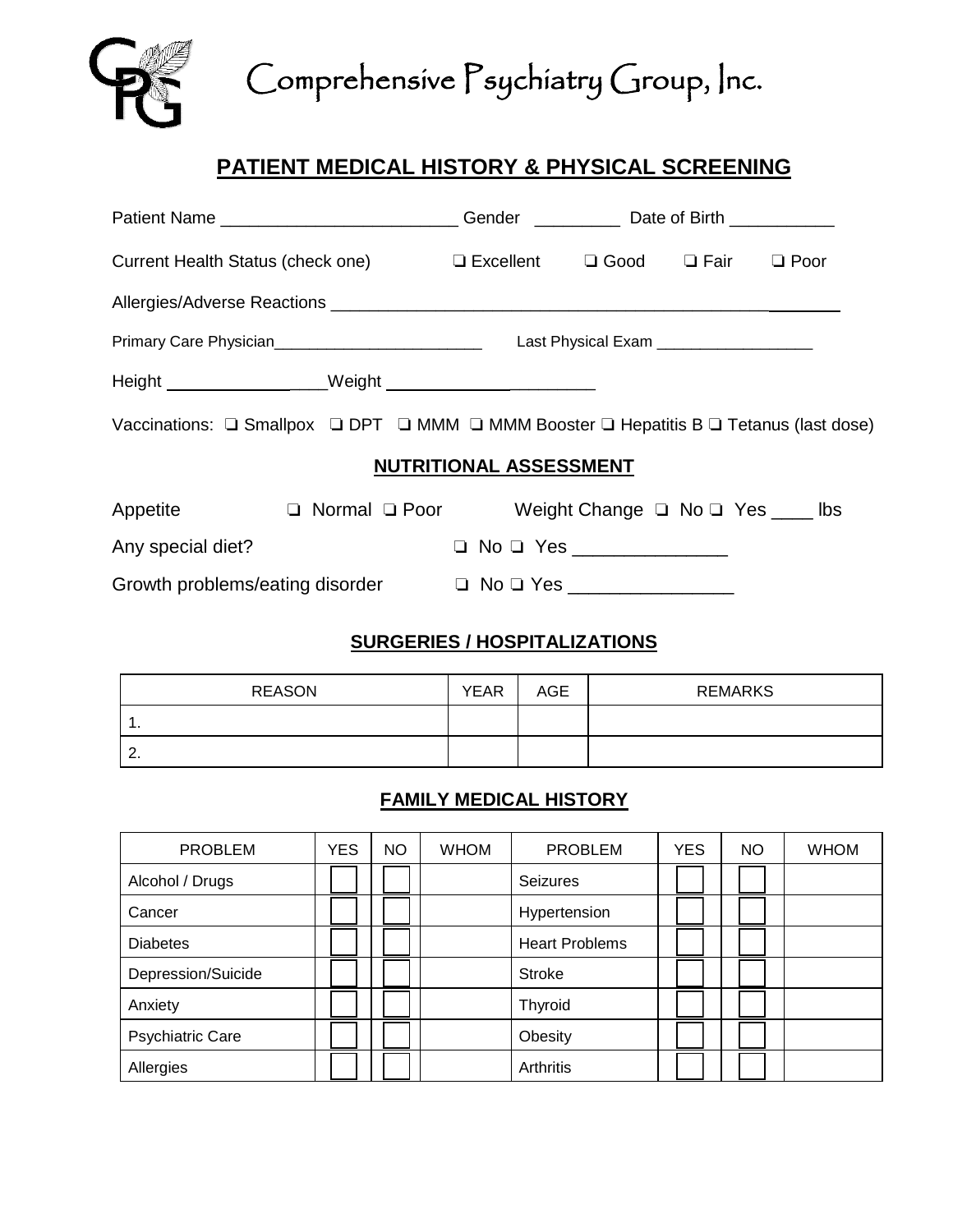# Comprehensive Psychiatry Group, Inc.

## PATIENT MEDICAL HISTORY & PHYSICAL SCREENING

Patient Name ________________________ Gender _________ Date of Birth ___________

Current Health Status (check one) ❑ Excellent ❑ Good ❑ Fair ❑ Poor

Allergies/Adverse Reactions ________________________________________________

Primary Care Physician________________________ Last Physical Exam __________________

Height ________________Weight ______________________

Vaccinations: ❑ Smallpox ❑ DPT ❑ MMM ❑ MMM Booster ❑ Hepatitis B ❑ Tetanus (last dose)

### NUTRITIONAL ASSESSMENT

Appetite ❑ Normal ❑ Poor Weight Change ❑ No ❑ Yes ____ lbs

Any special diet? ❑ No ❑ Yes _______________

Growth problems/eating disorder ❑ No ❑ Yes ________________

### SURGERIES / HOSPITALIZATIONS

| REASON | YEAR | AGE | REMARKS |
|---|---|---|---|
| 1. | | | |
| 2. | | | |

### FAMILY MEDICAL HISTORY

| PROBLEM | YES | NO | WHOM | PROBLEM | YES | NO | WHOM |
|---|---|---|---|---|---|---|---|
| Alcohol / Drugs | ☐ | ☐ | | Seizures | ☐ | ☐ | |
| Cancer | ☐ | ☐ | | Hypertension | ☐ | ☐ | |
| Diabetes | ☐ | ☐ | | Heart Problems | ☐ | ☐ | |
| Depression/Suicide | ☐ | ☐ | | Stroke | ☐ | ☐ | |
| Anxiety | ☐ | ☐ | | Thyroid | ☐ | ☐ | |
| Psychiatric Care | ☐ | ☐ | | Obesity | ☐ | ☐ | |
| Allergies | ☐ | ☐ | | Arthritis | ☐ | ☐ | |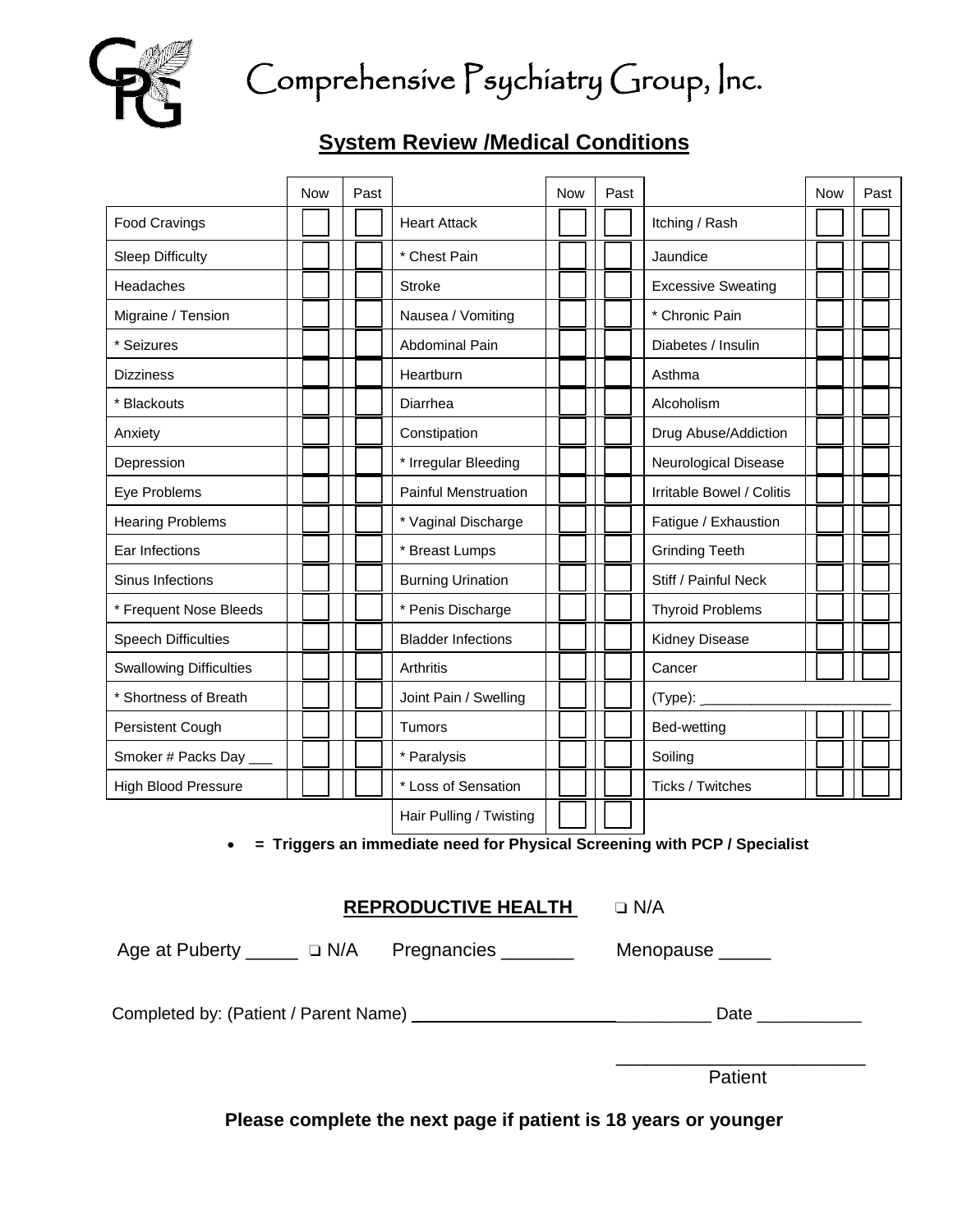# Comprehensive Psychiatry Group, Inc.

## System Review /Medical Conditions

| | Now | Past | | Now | Past | | Now | Past |
|---|---|---|---|---|---|---|---|---|
| Food Cravings | ☐ | ☐ | Heart Attack | ☐ | ☐ | Itching / Rash | ☐ | ☐ |
| Sleep Difficulty | ☐ | ☐ | * Chest Pain | ☐ | ☐ | Jaundice | ☐ | ☐ |
| Headaches | ☐ | ☐ | Stroke | ☐ | ☐ | Excessive Sweating | ☐ | ☐ |
| Migraine / Tension | ☐ | ☐ | Nausea / Vomiting | ☐ | ☐ | * Chronic Pain | ☐ | ☐ |
| * Seizures | ☐ | ☐ | Abdominal Pain | ☐ | ☐ | Diabetes / Insulin | ☐ | ☐ |
| Dizziness | ☐ | ☐ | Heartburn | ☐ | ☐ | Asthma | ☐ | ☐ |
| * Blackouts | ☐ | ☐ | Diarrhea | ☐ | ☐ | Alcoholism | ☐ | ☐ |
| Anxiety | ☐ | ☐ | Constipation | ☐ | ☐ | Drug Abuse/Addiction | ☐ | ☐ |
| Depression | ☐ | ☐ | * Irregular Bleeding | ☐ | ☐ | Neurological Disease | ☐ | ☐ |
| Eye Problems | ☐ | ☐ | Painful Menstruation | ☐ | ☐ | Irritable Bowel / Colitis | ☐ | ☐ |
| Hearing Problems | ☐ | ☐ | * Vaginal Discharge | ☐ | ☐ | Fatigue / Exhaustion | ☐ | ☐ |
| Ear Infections | ☐ | ☐ | * Breast Lumps | ☐ | ☐ | Grinding Teeth | ☐ | ☐ |
| Sinus Infections | ☐ | ☐ | Burning Urination | ☐ | ☐ | Stiff / Painful Neck | ☐ | ☐ |
| * Frequent Nose Bleeds | ☐ | ☐ | * Penis Discharge | ☐ | ☐ | Thyroid Problems | ☐ | ☐ |
| Speech Difficulties | ☐ | ☐ | Bladder Infections | ☐ | ☐ | Kidney Disease | ☐ | ☐ |
| Swallowing Difficulties | ☐ | ☐ | Arthritis | ☐ | ☐ | Cancer | ☐ | ☐ |
| * Shortness of Breath | ☐ | ☐ | Joint Pain / Swelling | ☐ | ☐ | (Type): ________________________ | | |
| Persistent Cough | ☐ | ☐ | Tumors | ☐ | ☐ | Bed-wetting | ☐ | ☐ |
| Smoker # Packs Day ___ | ☐ | ☐ | * Paralysis | ☐ | ☐ | Soiling | ☐ | ☐ |
| High Blood Pressure | ☐ | ☐ | * Loss of Sensation | ☐ | ☐ | Ticks / Twitches | ☐ | ☐ |
| | | | Hair Pulling / Twisting | ☐ | ☐ | | | |

- **= Triggers an immediate need for Physical Screening with PCP / Specialist**

**REPRODUCTIVE HEALTH** ❑ N/A

Age at Puberty _____ ❑ N/A Pregnancies _______ Menopause _____

Completed by: (Patient / Parent Name) _______________________________ Date ___________

_________________________

Patient

**Please complete the next page if patient is 18 years or younger**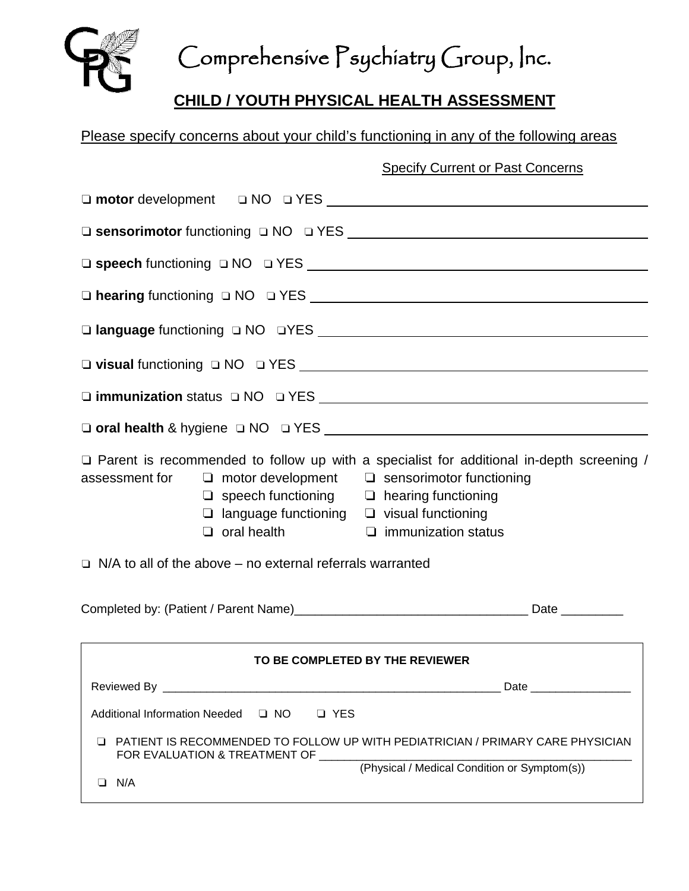# Comprehensive Psychiatry Group, Inc.

## CHILD / YOUTH PHYSICAL HEALTH ASSESSMENT

Please specify concerns about your child's functioning in any of the following areas

Specify Current or Past Concerns

❑ **motor** development ❑ NO ❑ YES ______________________________

❑ **sensorimotor** functioning ❑ NO ❑ YES ______________________________

❑ **speech** functioning ❑ NO ❑ YES ______________________________

❑ **hearing** functioning ❑ NO ❑ YES ______________________________

❑ **language** functioning ❑ NO ❑YES ______________________________

❑ **visual** functioning ❑ NO ❑ YES ______________________________

❑ **immunization** status ❑ NO ❑ YES ______________________________

❑ **oral health** & hygiene ❑ NO ❑ YES ______________________________

❑ Parent is recommended to follow up with a specialist for additional in-depth screening / assessment for
- ❑ motor development
- ❑ sensorimotor functioning
- ❑ speech functioning
- ❑ hearing functioning
- ❑ language functioning
- ❑ visual functioning
- ❑ oral health
- ❑ immunization status

❑ N/A to all of the above – no external referrals warranted

Completed by: (Patient / Parent Name)__________________________________ Date _________

**TO BE COMPLETED BY THE REVIEWER**

Reviewed By ______________________________________________________ Date ________________

Additional Information Needed ❑ NO ❑ YES

❑ PATIENT IS RECOMMENDED TO FOLLOW UP WITH PEDIATRICIAN / PRIMARY CARE PHYSICIAN FOR EVALUATION & TREATMENT OF ______________________________________________
(Physical / Medical Condition or Symptom(s))

❑ N/A